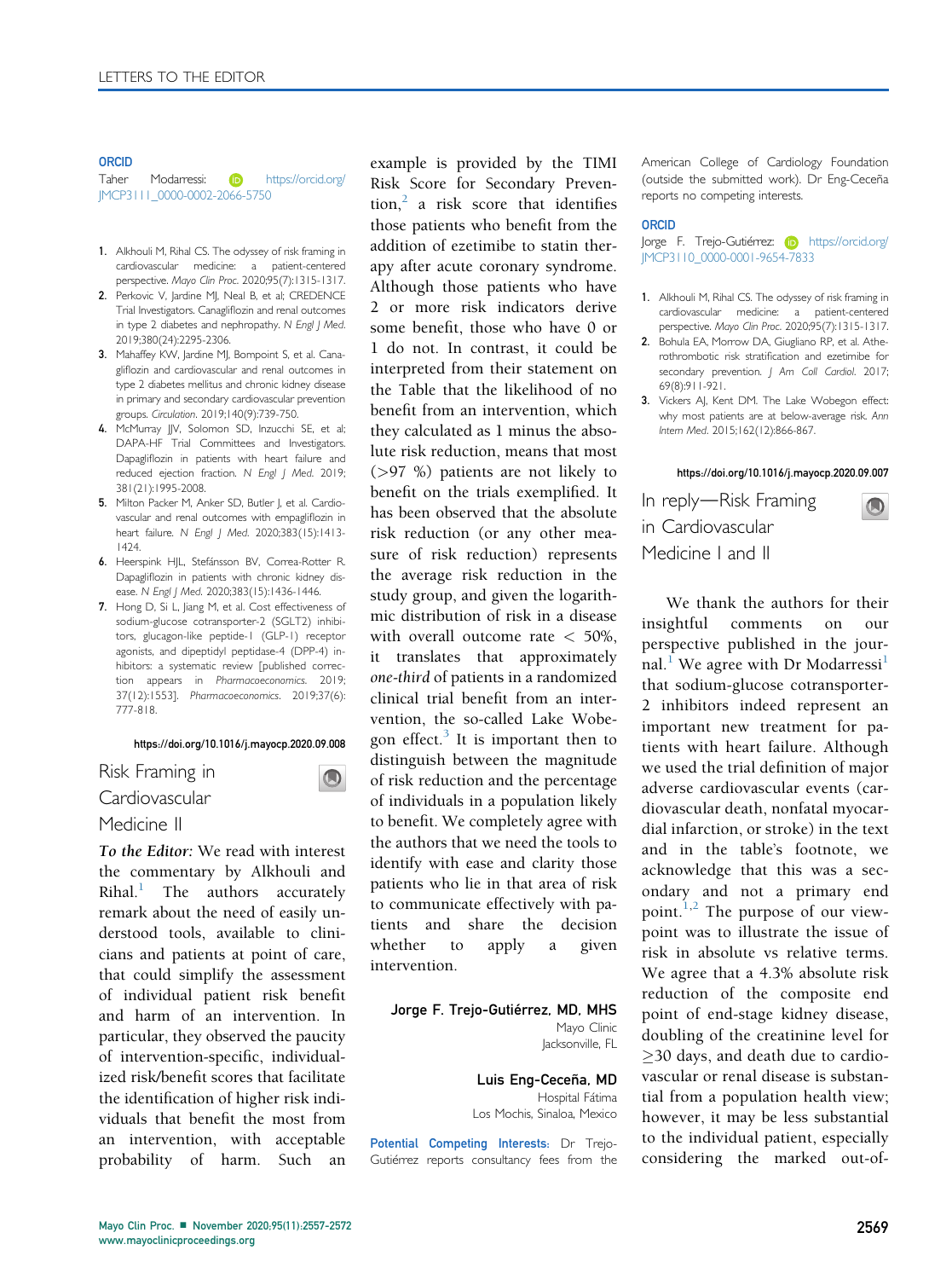ORCID

Taher Modarressi: https://orcid.org/JMCP3111_0000-0002-2066-5750

1. Alkhouli M, Rihal CS. The odyssey of risk framing in cardiovascular medicine: a patient-centered perspective. *Mayo Clin Proc.* 2020;95(7):1315-1317.
2. Perkovic V, Jardine MJ, Neal B, et al; CREDENCE Trial Investigators. Canagliflozin and renal outcomes in type 2 diabetes and nephropathy. *N Engl J Med.* 2019;380(24):2295-2306.
3. Mahaffey KW, Jardine MJ, Bompoint S, et al. Canagliflozin and cardiovascular and renal outcomes in type 2 diabetes mellitus and chronic kidney disease in primary and secondary cardiovascular prevention groups. *Circulation.* 2019;140(9):739-750.
4. McMurray JJV, Solomon SD, Inzucchi SE, et al; DAPA-HF Trial Committees and Investigators. Dapagliflozin in patients with heart failure and reduced ejection fraction. *N Engl J Med.* 2019;381(21):1995-2008.
5. Milton Packer M, Anker SD, Butler J, et al. Cardiovascular and renal outcomes with empagliflozin in heart failure. *N Engl J Med.* 2020;383(15):1413-1424.
6. Heerspink HJL, Stefánsson BV, Correa-Rotter R. Dapagliflozin in patients with chronic kidney disease. *N Engl J Med.* 2020;383(15):1436-1446.
7. Hong D, Si L, Jiang M, et al. Cost effectiveness of sodium-glucose cotransporter-2 (SGLT2) inhibitors, glucagon-like peptide-1 (GLP-1) receptor agonists, and dipeptidyl peptidase-4 (DPP-4) inhibitors: a systematic review [published correction appears in *Pharmacoeconomics.* 2019; 37(12):1553]. *Pharmacoeconomics.* 2019;37(6): 777-818.

https://doi.org/10.1016/j.mayocp.2020.09.008

## Risk Framing in Cardiovascular Medicine II

***To the Editor:*** We read with interest the commentary by Alkhouli and Rihal.[1] The authors accurately remark about the need of easily understood tools, available to clinicians and patients at point of care, that could simplify the assessment of individual patient risk benefit and harm of an intervention. In particular, they observed the paucity of intervention-specific, individualized risk/benefit scores that facilitate the identification of higher risk individuals that benefit the most from an intervention, with acceptable probability of harm. Such an example is provided by the TIMI Risk Score for Secondary Prevention,[2] a risk score that identifies those patients who benefit from the addition of ezetimibe to statin therapy after acute coronary syndrome. Although those patients who have 2 or more risk indicators derive some benefit, those who have 0 or 1 do not. In contrast, it could be interpreted from their statement on the Table that the likelihood of no benefit from an intervention, which they calculated as 1 minus the absolute risk reduction, means that most (>97 %) patients are not likely to benefit on the trials exemplified. It has been observed that the absolute risk reduction (or any other measure of risk reduction) represents the average risk reduction in the study group, and given the logarithmic distribution of risk in a disease with overall outcome rate < 50%, it translates that approximately *one-third* of patients in a randomized clinical trial benefit from an intervention, the so-called Lake Wobegon effect.[3] It is important then to distinguish between the magnitude of risk reduction and the percentage of individuals in a population likely to benefit. We completely agree with the authors that we need the tools to identify with ease and clarity those patients who lie in that area of risk to communicate effectively with patients and share the decision whether to apply a given intervention.

**Jorge F. Trejo-Gutiérrez, MD, MHS**
Mayo Clinic
Jacksonville, FL

**Luis Eng-Ceceña, MD**
Hospital Fátima
Los Mochis, Sinaloa, Mexico

**Potential Competing Interests:** Dr Trejo-Gutiérrez reports consultancy fees from the American College of Cardiology Foundation (outside the submitted work). Dr Eng-Ceceña reports no competing interests.

ORCID

Jorge F. Trejo-Gutiérrez: https://orcid.org/JMCP3110_0000-0001-9654-7833

1. Alkhouli M, Rihal CS. The odyssey of risk framing in cardiovascular medicine: a patient-centered perspective. *Mayo Clin Proc.* 2020;95(7):1315-1317.
2. Bohula EA, Morrow DA, Giugliano RP, et al. Atherothrombotic risk stratification and ezetimibe for secondary prevention. *J Am Coll Cardiol.* 2017; 69(8):911-921.
3. Vickers AJ, Kent DM. The Lake Wobegon effect: why most patients are at below-average risk. *Ann Intern Med.* 2015;162(12):866-867.

https://doi.org/10.1016/j.mayocp.2020.09.007

## In reply—Risk Framing in Cardiovascular Medicine I and II

We thank the authors for their insightful comments on our perspective published in the journal.[1] We agree with Dr Modarressi[1] that sodium-glucose cotransporter-2 inhibitors indeed represent an important new treatment for patients with heart failure. Although we used the trial definition of major adverse cardiovascular events (cardiovascular death, nonfatal myocardial infarction, or stroke) in the text and in the table's footnote, we acknowledge that this was a secondary and not a primary end point.[1,2] The purpose of our viewpoint was to illustrate the issue of risk in absolute vs relative terms. We agree that a 4.3% absolute risk reduction of the composite end point of end-stage kidney disease, doubling of the creatinine level for ≥30 days, and death due to cardiovascular or renal disease is substantial from a population health view; however, it may be less substantial to the individual patient, especially considering the marked out-of-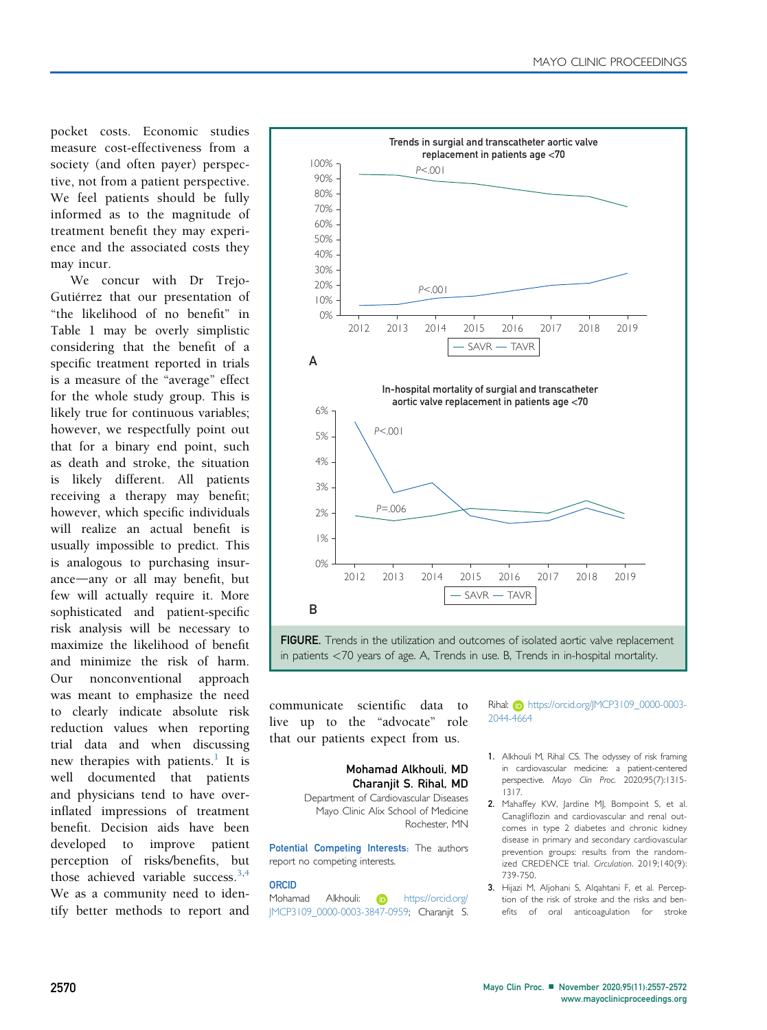pocket costs. Economic studies measure cost-effectiveness from a society (and often payer) perspective, not from a patient perspective. We feel patients should be fully informed as to the magnitude of treatment benefit they may experience and the associated costs they may incur.

We concur with Dr Trejo-Gutiérrez that our presentation of "the likelihood of no benefit" in Table 1 may be overly simplistic considering that the benefit of a specific treatment reported in trials is a measure of the "average" effect for the whole study group. This is likely true for continuous variables; however, we respectfully point out that for a binary end point, such as death and stroke, the situation is likely different. All patients receiving a therapy may benefit; however, which specific individuals will realize an actual benefit is usually impossible to predict. This is analogous to purchasing insurance—any or all may benefit, but few will actually require it. More sophisticated and patient-specific risk analysis will be necessary to maximize the likelihood of benefit and minimize the risk of harm. Our nonconventional approach was meant to emphasize the need to clearly indicate absolute risk reduction values when reporting trial data and when discussing new therapies with patients.[1] It is well documented that patients and physicians tend to have over-inflated impressions of treatment benefit. Decision aids have been developed to improve patient perception of risks/benefits, but those achieved variable success.[3,4] We as a community need to identify better methods to report and communicate scientific data to live up to the "advocate" role that our patients expect from us.

**FIGURE.** Trends in the utilization and outcomes of isolated aortic valve replacement in patients <70 years of age. A, Trends in use. B, Trends in in-hospital mortality.

**Mohamad Alkhouli, MD**
**Charanjit S. Rihal, MD**
Department of Cardiovascular Diseases
Mayo Clinic Alix School of Medicine
Rochester, MN

**Potential Competing Interests:** The authors report no competing interests.

**ORCID**
Mohamad Alkhouli: https://orcid.org/JMCP3109_0000-0003-3847-0959; Charanjit S. Rihal: https://orcid.org/JMCP3109_0000-0003-2044-4664

1. Alkhouli M, Rihal CS. The odyssey of risk framing in cardiovascular medicine: a patient-centered perspective. *Mayo Clin Proc.* 2020;95(7):1315-1317.
2. Mahaffey KW, Jardine MJ, Bompoint S, et al. Canagliflozin and cardiovascular and renal outcomes in type 2 diabetes and chronic kidney disease in primary and secondary cardiovascular prevention groups: results from the randomized CREDENCE trial. *Circulation.* 2019;140(9):739-750.
3. Hijazi M, Aljohani S, Alqahtani F, et al. Perception of the risk of stroke and the risks and benefits of oral anticoagulation for stroke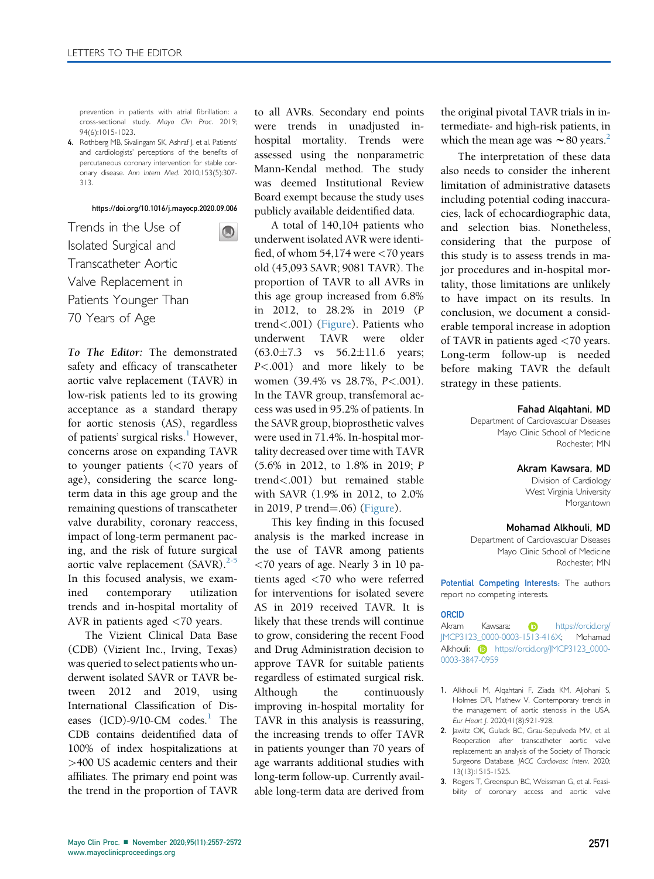prevention in patients with atrial fibrillation: a cross-sectional study. *Mayo Clin Proc.* 2019; 94(6):1015-1023.

4. Rothberg MB, Sivalingam SK, Ashraf J, et al. Patients' and cardiologists' perceptions of the benefits of percutaneous coronary intervention for stable coronary disease. *Ann Intern Med.* 2010;153(5):307-313.

https://doi.org/10.1016/j.mayocp.2020.09.006

# Trends in the Use of Isolated Surgical and Transcatheter Aortic Valve Replacement in Patients Younger Than 70 Years of Age

***To The Editor:*** The demonstrated safety and efficacy of transcatheter aortic valve replacement (TAVR) in low-risk patients led to its growing acceptance as a standard therapy for aortic stenosis (AS), regardless of patients' surgical risks.[1] However, concerns arose on expanding TAVR to younger patients (<70 years of age), considering the scarce long-term data in this age group and the remaining questions of transcatheter valve durability, coronary reaccess, impact of long-term permanent pacing, and the risk of future surgical aortic valve replacement (SAVR).[2-5] In this focused analysis, we examined contemporary utilization trends and in-hospital mortality of AVR in patients aged <70 years.

The Vizient Clinical Data Base (CDB) (Vizient Inc., Irving, Texas) was queried to select patients who underwent isolated SAVR or TAVR between 2012 and 2019, using International Classification of Diseases (ICD)-9/10-CM codes.[1] The CDB contains deidentified data of 100% of index hospitalizations at >400 US academic centers and their affiliates. The primary end point was the trend in the proportion of TAVR to all AVRs. Secondary end points were trends in unadjusted in-hospital mortality. Trends were assessed using the nonparametric Mann-Kendal method. The study was deemed Institutional Review Board exempt because the study uses publicly available deidentified data.

A total of 140,104 patients who underwent isolated AVR were identified, of whom 54,174 were <70 years old (45,093 SAVR; 9081 TAVR). The proportion of TAVR to all AVRs in this age group increased from 6.8% in 2012, to 28.2% in 2019 ($P$ trend<.001) (Figure). Patients who underwent TAVR were older (63.0±7.3 vs 56.2±11.6 years; $P$<.001) and more likely to be women (39.4% vs 28.7%, $P$<.001). In the TAVR group, transfemoral access was used in 95.2% of patients. In the SAVR group, bioprosthetic valves were used in 71.4%. In-hospital mortality decreased over time with TAVR (5.6% in 2012, to 1.8% in 2019; $P$ trend<.001) but remained stable with SAVR (1.9% in 2012, to 2.0% in 2019, $P$ trend=.06) (Figure).

This key finding in this focused analysis is the marked increase in the use of TAVR among patients <70 years of age. Nearly 3 in 10 patients aged <70 who were referred for interventions for isolated severe AS in 2019 received TAVR. It is likely that these trends will continue to grow, considering the recent Food and Drug Administration decision to approve TAVR for suitable patients regardless of estimated surgical risk. Although the continuously improving in-hospital mortality for TAVR in this analysis is reassuring, the increasing trends to offer TAVR in patients younger than 70 years of age warrants additional studies with long-term follow-up. Currently available long-term data are derived from the original pivotal TAVR trials in intermediate- and high-risk patients, in which the mean age was ~80 years.[2]

The interpretation of these data also needs to consider the inherent limitation of administrative datasets including potential coding inaccuracies, lack of echocardiographic data, and selection bias. Nonetheless, considering that the purpose of this study is to assess trends in major procedures and in-hospital mortality, those limitations are unlikely to have impact on its results. In conclusion, we document a considerable temporal increase in adoption of TAVR in patients aged <70 years. Long-term follow-up is needed before making TAVR the default strategy in these patients.

**Fahad Alqahtani, MD**
Department of Cardiovascular Diseases
Mayo Clinic School of Medicine
Rochester, MN

**Akram Kawsara, MD**
Division of Cardiology
West Virginia University
Morgantown

**Mohamad Alkhouli, MD**
Department of Cardiovascular Diseases
Mayo Clinic School of Medicine
Rochester, MN

**Potential Competing Interests:** The authors report no competing interests.

**ORCID**
Akram Kawsara: https://orcid.org/JMCP3123_0000-0003-1513-416X; Mohamad Alkhouli: https://orcid.org/JMCP3123_0000-0003-3847-0959

1. Alkhouli M, Alqahtani F, Ziada KM, Aljohani S, Holmes DR, Mathew V. Contemporary trends in the management of aortic stenosis in the USA. *Eur Heart J.* 2020;41(8):921-928.
2. Jawitz OK, Gulack BC, Grau-Sepulveda MV, et al. Reoperation after transcatheter aortic valve replacement: an analysis of the Society of Thoracic Surgeons Database. *JACC Cardiovasc Interv.* 2020; 13(13):1515-1525.
3. Rogers T, Greenspun BC, Weissman G, et al. Feasibility of coronary access and aortic valve